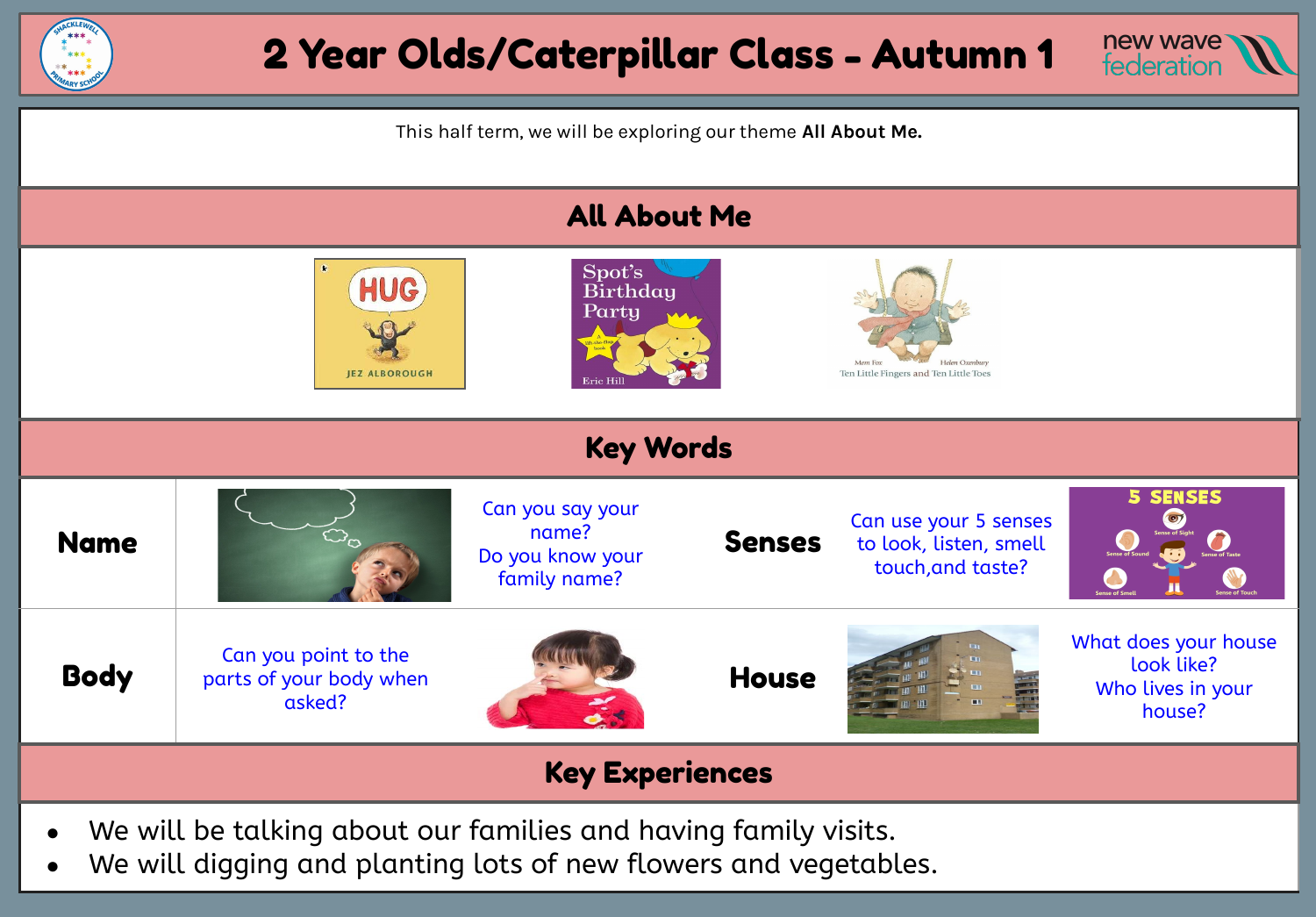# 2 Year Olds/Caterpillar Class - Autumn 1

This half term, we will be exploring our theme **All About Me.**

## All About Me

## Key Words

| | | | | |
|---|---|---|---|---|
| **Name** | Can you say your name? Do you know your family name? | **Senses** | Can use your 5 senses to look, listen, smell touch,and taste? | |
| **Body** | Can you point to the parts of your body when asked? | **House** | What does your house look like? Who lives in your house? | |

## Key Experiences

- We will be talking about our families and having family visits.
- We will digging and planting lots of new flowers and vegetables.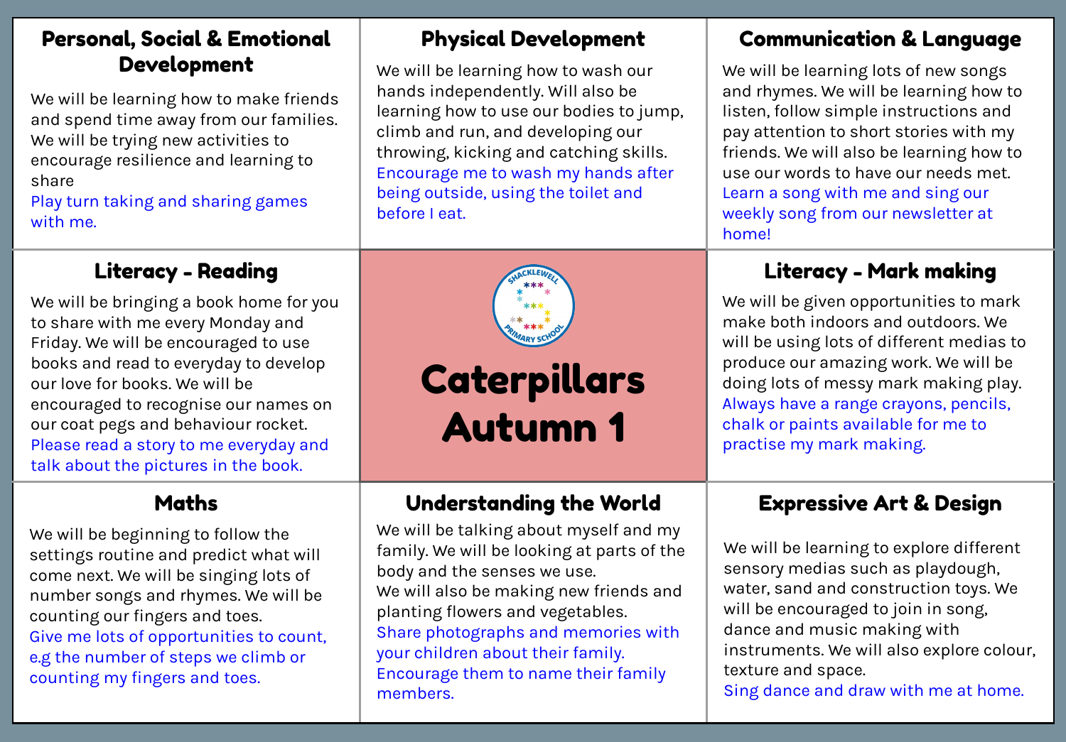# Caterpillars Autumn 1

SHACKLEWELL PRIMARY SCHOOL

## Personal, Social & Emotional Development

We will be learning how to make friends and spend time away from our families. We will be trying new activities to encourage resilience and learning to share

Play turn taking and sharing games with me.

## Physical Development

We will be learning how to wash our hands independently. Will also be learning how to use our bodies to jump, climb and run, and developing our throwing, kicking and catching skills.

Encourage me to wash my hands after being outside, using the toilet and before I eat.

## Communication & Language

We will be learning lots of new songs and rhymes. We will be learning how to listen, follow simple instructions and pay attention to short stories with my friends. We will also be learning how to use our words to have our needs met.

Learn a song with me and sing our weekly song from our newsletter at home!

## Literacy - Reading

We will be bringing a book home for you to share with me every Monday and Friday. We will be encouraged to use books and read to everyday to develop our love for books. We will be encouraged to recognise our names on our coat pegs and behaviour rocket.

Please read a story to me everyday and talk about the pictures in the book.

## Literacy - Mark making

We will be given opportunities to mark make both indoors and outdoors. We will be using lots of different medias to produce our amazing work. We will be doing lots of messy mark making play.

Always have a range crayons, pencils, chalk or paints available for me to practise my mark making.

## Maths

We will be beginning to follow the settings routine and predict what will come next. We will be singing lots of number songs and rhymes. We will be counting our fingers and toes.

Give me lots of opportunities to count, e.g the number of steps we climb or counting my fingers and toes.

## Understanding the World

We will be talking about myself and my family. We will be looking at parts of the body and the senses we use.

We will also be making new friends and planting flowers and vegetables.

Share photographs and memories with your children about their family. Encourage them to name their family members.

## Expressive Art & Design

We will be learning to explore different sensory medias such as playdough, water, sand and construction toys. We will be encouraged to join in song, dance and music making with instruments. We will also explore colour, texture and space.

Sing dance and draw with me at home.